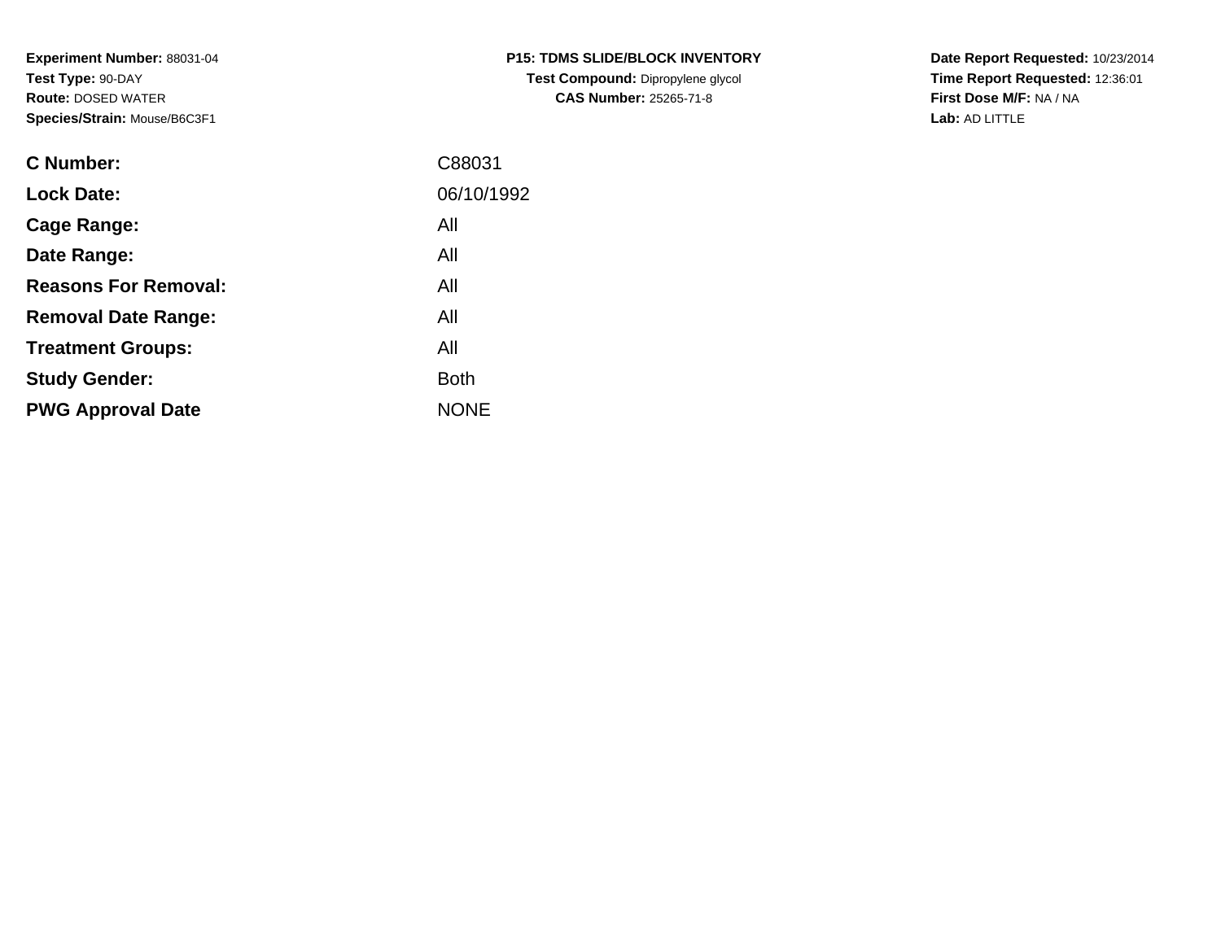**Experiment Number:** 88031-04
**Test Type:** 90-DAY
**Route:** DOSED WATER
**Species/Strain:** Mouse/B6C3F1

**P15: TDMS SLIDE/BLOCK INVENTORY**
**Test Compound:** Dipropylene glycol
**CAS Number:** 25265-71-8

**Date Report Requested:** 10/23/2014
**Time Report Requested:** 12:36:01
**First Dose M/F:** NA / NA
**Lab:** AD LITTLE

| | |
|---|---|
| **C Number:** | C88031 |
| **Lock Date:** | 06/10/1992 |
| **Cage Range:** | All |
| **Date Range:** | All |
| **Reasons For Removal:** | All |
| **Removal Date Range:** | All |
| **Treatment Groups:** | All |
| **Study Gender:** | Both |
| **PWG Approval Date** | NONE |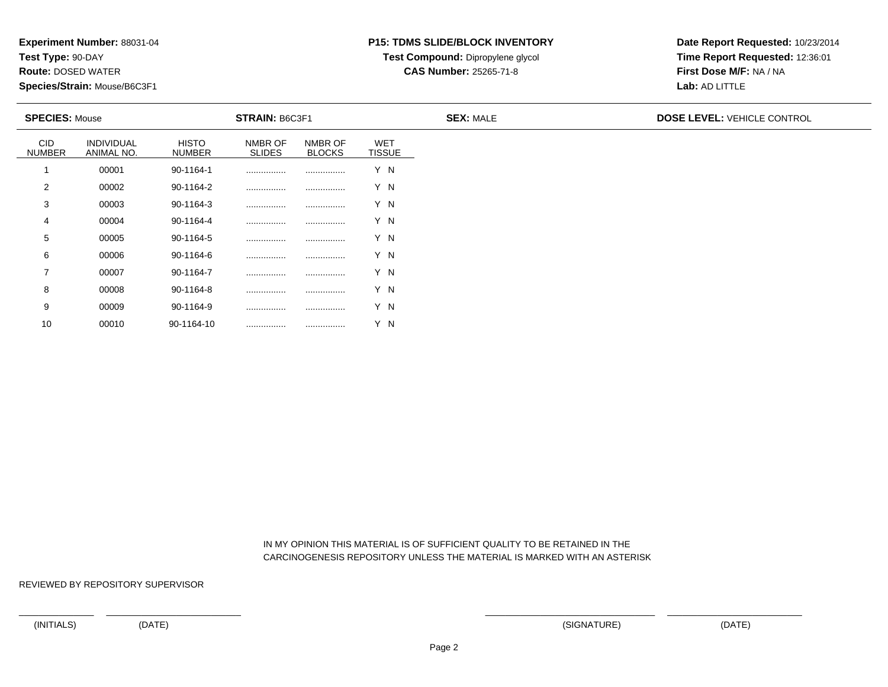**Experiment Number:** 88031-04
**Test Type:** 90-DAY
**Route:** DOSED WATER
**Species/Strain:** Mouse/B6C3F1

**P15: TDMS SLIDE/BLOCK INVENTORY**
**Test Compound:** Dipropylene glycol
**CAS Number:** 25265-71-8

**Date Report Requested:** 10/23/2014
**Time Report Requested:** 12:36:01
**First Dose M/F:** NA / NA
**Lab:** AD LITTLE

**SPECIES:** Mouse **STRAIN:** B6C3F1 **SEX:** MALE **DOSE LEVEL:** VEHICLE CONTROL

| CID NUMBER | INDIVIDUAL ANIMAL NO. | HISTO NUMBER | NMBR OF SLIDES | NMBR OF BLOCKS | WET TISSUE |
|---|---|---|---|---|---|
| 1 | 00001 | 90-1164-1 | ................ | ................ | Y N |
| 2 | 00002 | 90-1164-2 | ................ | ................ | Y N |
| 3 | 00003 | 90-1164-3 | ................ | ................ | Y N |
| 4 | 00004 | 90-1164-4 | ................ | ................ | Y N |
| 5 | 00005 | 90-1164-5 | ................ | ................ | Y N |
| 6 | 00006 | 90-1164-6 | ................ | ................ | Y N |
| 7 | 00007 | 90-1164-7 | ................ | ................ | Y N |
| 8 | 00008 | 90-1164-8 | ................ | ................ | Y N |
| 9 | 00009 | 90-1164-9 | ................ | ................ | Y N |
| 10 | 00010 | 90-1164-10 | ................ | ................ | Y N |

IN MY OPINION THIS MATERIAL IS OF SUFFICIENT QUALITY TO BE RETAINED IN THE CARCINOGENESIS REPOSITORY UNLESS THE MATERIAL IS MARKED WITH AN ASTERISK

REVIEWED BY REPOSITORY SUPERVISOR

(INITIALS) (DATE) (SIGNATURE) (DATE)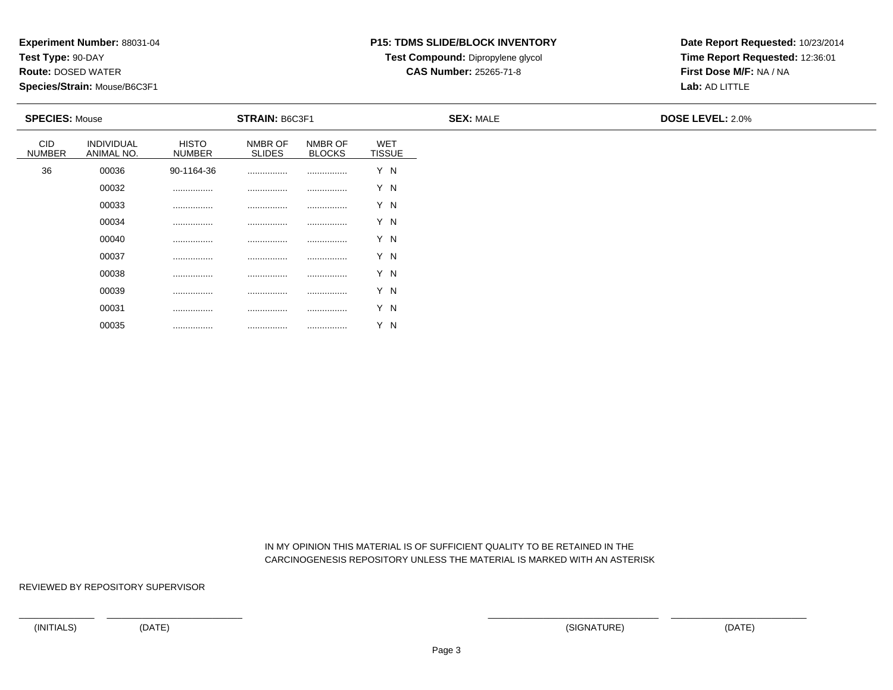**Experiment Number:** 88031-04
**Test Type:** 90-DAY
**Route:** DOSED WATER
**Species/Strain:** Mouse/B6C3F1

**P15: TDMS SLIDE/BLOCK INVENTORY**
**Test Compound:** Dipropylene glycol
**CAS Number:** 25265-71-8

**Date Report Requested:** 10/23/2014
**Time Report Requested:** 12:36:01
**First Dose M/F:** NA / NA
**Lab:** AD LITTLE

**SPECIES:** Mouse | **STRAIN:** B6C3F1 | **SEX:** MALE | **DOSE LEVEL:** 2.0%

| CID NUMBER | INDIVIDUAL ANIMAL NO. | HISTO NUMBER | NMBR OF SLIDES | NMBR OF BLOCKS | WET TISSUE |
|---|---|---|---|---|---|
| 36 | 00036 | 90-1164-36 | ................ | ................ | Y N |
| | 00032 | ................ | ................ | ................ | Y N |
| | 00033 | ................ | ................ | ................ | Y N |
| | 00034 | ................ | ................ | ................ | Y N |
| | 00040 | ................ | ................ | ................ | Y N |
| | 00037 | ................ | ................ | ................ | Y N |
| | 00038 | ................ | ................ | ................ | Y N |
| | 00039 | ................ | ................ | ................ | Y N |
| | 00031 | ................ | ................ | ................ | Y N |
| | 00035 | ................ | ................ | ................ | Y N |

IN MY OPINION THIS MATERIAL IS OF SUFFICIENT QUALITY TO BE RETAINED IN THE CARCINOGENESIS REPOSITORY UNLESS THE MATERIAL IS MARKED WITH AN ASTERISK

REVIEWED BY REPOSITORY SUPERVISOR

(INITIALS) (DATE) (SIGNATURE) (DATE)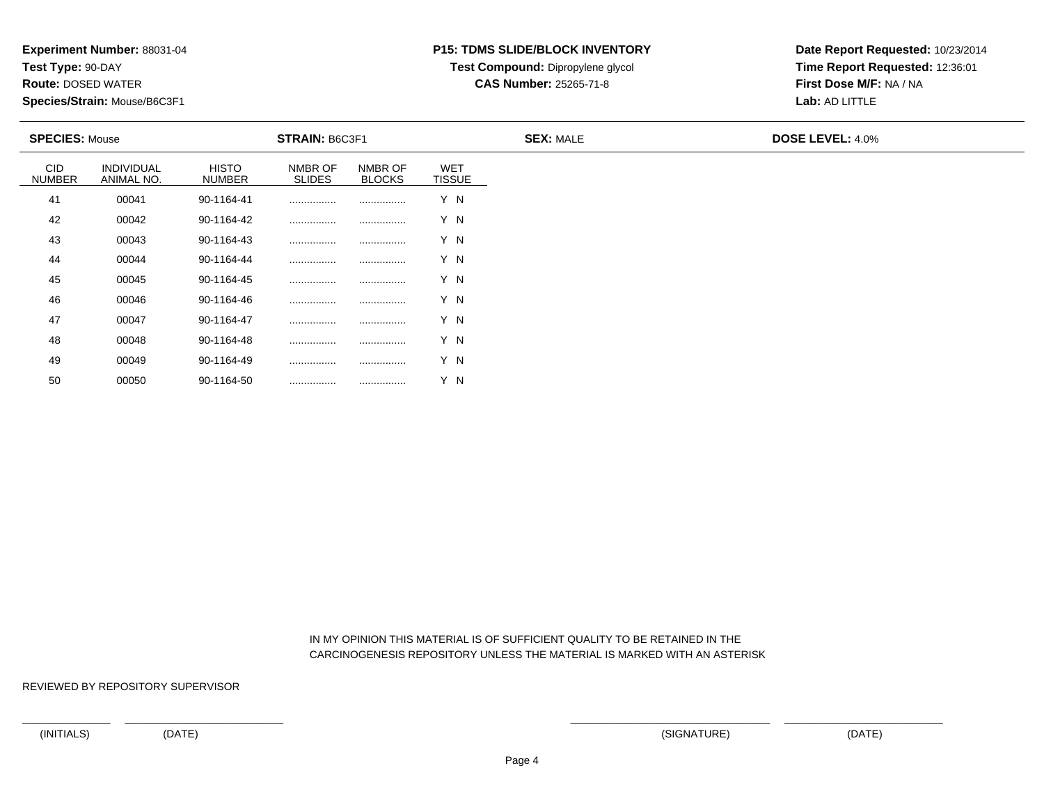**Experiment Number:** 88031-04
**Test Type:** 90-DAY
**Route:** DOSED WATER
**Species/Strain:** Mouse/B6C3F1

**P15: TDMS SLIDE/BLOCK INVENTORY**
**Test Compound:** Dipropylene glycol
**CAS Number:** 25265-71-8

**Date Report Requested:** 10/23/2014
**Time Report Requested:** 12:36:01
**First Dose M/F:** NA / NA
**Lab:** AD LITTLE

**SPECIES:** Mouse **STRAIN:** B6C3F1 **SEX:** MALE **DOSE LEVEL:** 4.0%

| CID NUMBER | INDIVIDUAL ANIMAL NO. | HISTO NUMBER | NMBR OF SLIDES | NMBR OF BLOCKS | WET TISSUE |
|---|---|---|---|---|---|
| 41 | 00041 | 90-1164-41 | ................ | ................ | Y N |
| 42 | 00042 | 90-1164-42 | ................ | ................ | Y N |
| 43 | 00043 | 90-1164-43 | ................ | ................ | Y N |
| 44 | 00044 | 90-1164-44 | ................ | ................ | Y N |
| 45 | 00045 | 90-1164-45 | ................ | ................ | Y N |
| 46 | 00046 | 90-1164-46 | ................ | ................ | Y N |
| 47 | 00047 | 90-1164-47 | ................ | ................ | Y N |
| 48 | 00048 | 90-1164-48 | ................ | ................ | Y N |
| 49 | 00049 | 90-1164-49 | ................ | ................ | Y N |
| 50 | 00050 | 90-1164-50 | ................ | ................ | Y N |

IN MY OPINION THIS MATERIAL IS OF SUFFICIENT QUALITY TO BE RETAINED IN THE CARCINOGENESIS REPOSITORY UNLESS THE MATERIAL IS MARKED WITH AN ASTERISK

REVIEWED BY REPOSITORY SUPERVISOR

(INITIALS) (DATE) (SIGNATURE) (DATE)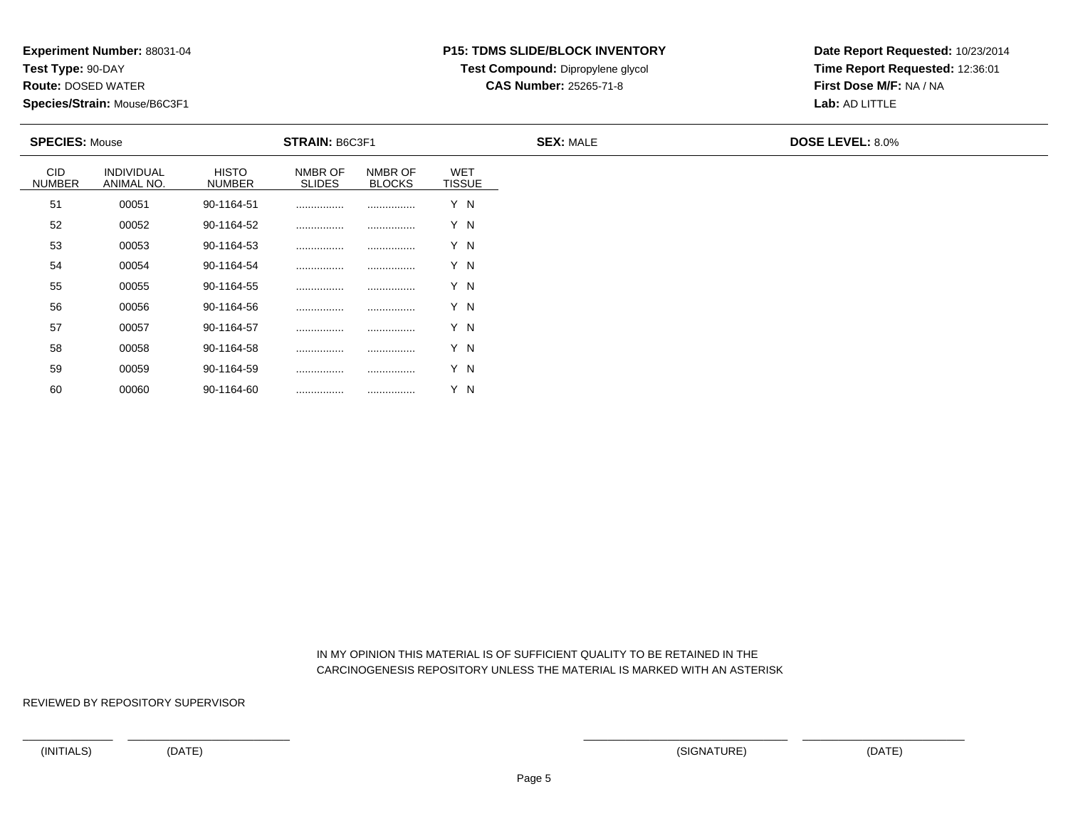**Experiment Number:** 88031-04
**Test Type:** 90-DAY
**Route:** DOSED WATER
**Species/Strain:** Mouse/B6C3F1

**P15: TDMS SLIDE/BLOCK INVENTORY**
**Test Compound:** Dipropylene glycol
**CAS Number:** 25265-71-8

**Date Report Requested:** 10/23/2014
**Time Report Requested:** 12:36:01
**First Dose M/F:** NA / NA
**Lab:** AD LITTLE

**SPECIES:** Mouse **STRAIN:** B6C3F1 **SEX:** MALE **DOSE LEVEL:** 8.0%

| CID NUMBER | INDIVIDUAL ANIMAL NO. | HISTO NUMBER | NMBR OF SLIDES | NMBR OF BLOCKS | WET TISSUE |
|---|---|---|---|---|---|
| 51 | 00051 | 90-1164-51 | ................ | ................ | Y N |
| 52 | 00052 | 90-1164-52 | ................ | ................ | Y N |
| 53 | 00053 | 90-1164-53 | ................ | ................ | Y N |
| 54 | 00054 | 90-1164-54 | ................ | ................ | Y N |
| 55 | 00055 | 90-1164-55 | ................ | ................ | Y N |
| 56 | 00056 | 90-1164-56 | ................ | ................ | Y N |
| 57 | 00057 | 90-1164-57 | ................ | ................ | Y N |
| 58 | 00058 | 90-1164-58 | ................ | ................ | Y N |
| 59 | 00059 | 90-1164-59 | ................ | ................ | Y N |
| 60 | 00060 | 90-1164-60 | ................ | ................ | Y N |

IN MY OPINION THIS MATERIAL IS OF SUFFICIENT QUALITY TO BE RETAINED IN THE CARCINOGENESIS REPOSITORY UNLESS THE MATERIAL IS MARKED WITH AN ASTERISK

REVIEWED BY REPOSITORY SUPERVISOR

(INITIALS) (DATE) (SIGNATURE) (DATE)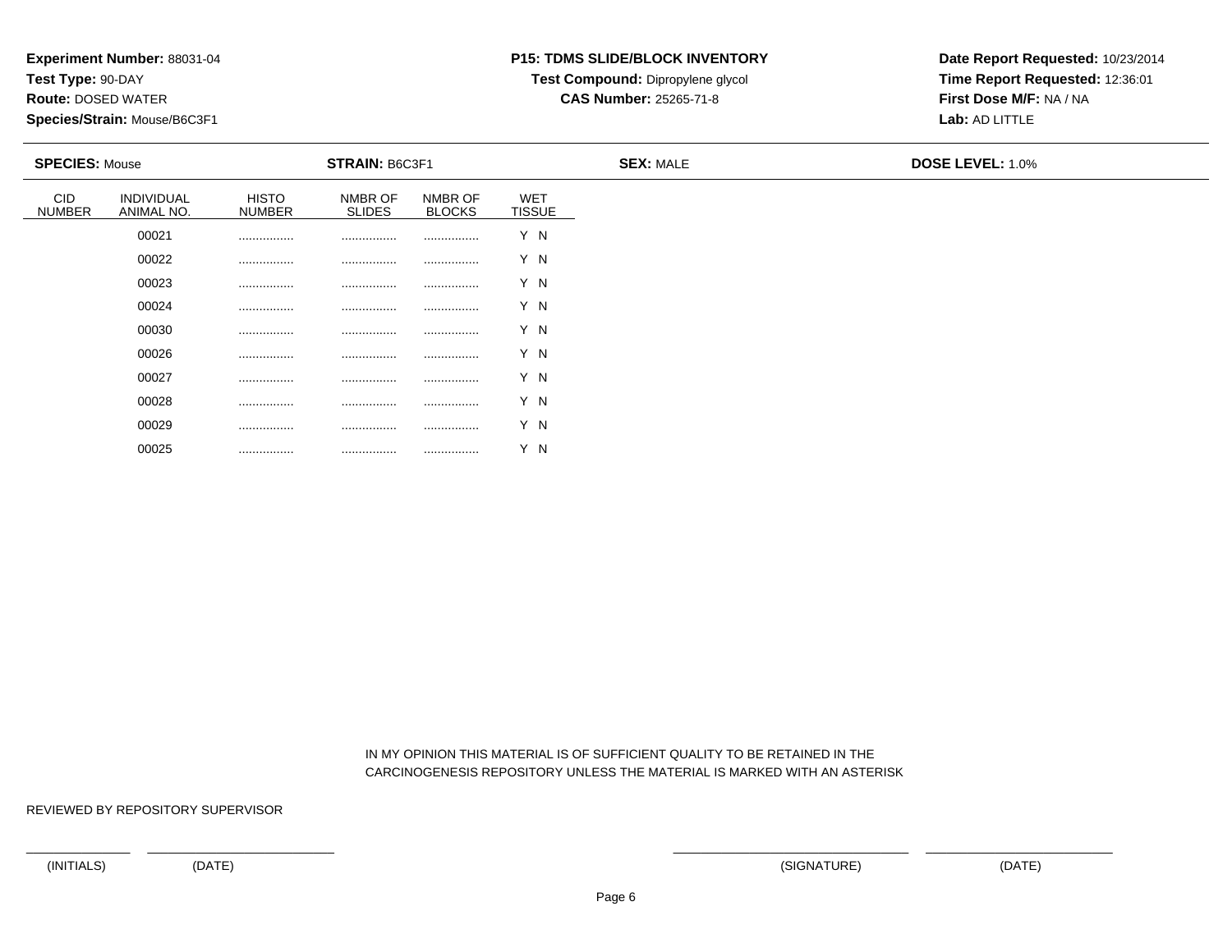**Experiment Number:** 88031-04
**Test Type:** 90-DAY
**Route:** DOSED WATER
**Species/Strain:** Mouse/B6C3F1

**P15: TDMS SLIDE/BLOCK INVENTORY**
**Test Compound:** Dipropylene glycol
**CAS Number:** 25265-71-8

**Date Report Requested:** 10/23/2014
**Time Report Requested:** 12:36:01
**First Dose M/F:** NA / NA
**Lab:** AD LITTLE

**SPECIES:** Mouse | **STRAIN:** B6C3F1 | **SEX:** MALE | **DOSE LEVEL:** 1.0%

| CID NUMBER | INDIVIDUAL ANIMAL NO. | HISTO NUMBER | NMBR OF SLIDES | NMBR OF BLOCKS | WET TISSUE |
|---|---|---|---|---|---|
| | 00021 | ................ | ................ | ................ | Y N |
| | 00022 | ................ | ................ | ................ | Y N |
| | 00023 | ................ | ................ | ................ | Y N |
| | 00024 | ................ | ................ | ................ | Y N |
| | 00030 | ................ | ................ | ................ | Y N |
| | 00026 | ................ | ................ | ................ | Y N |
| | 00027 | ................ | ................ | ................ | Y N |
| | 00028 | ................ | ................ | ................ | Y N |
| | 00029 | ................ | ................ | ................ | Y N |
| | 00025 | ................ | ................ | ................ | Y N |

IN MY OPINION THIS MATERIAL IS OF SUFFICIENT QUALITY TO BE RETAINED IN THE CARCINOGENESIS REPOSITORY UNLESS THE MATERIAL IS MARKED WITH AN ASTERISK

REVIEWED BY REPOSITORY SUPERVISOR

(INITIALS) (DATE) (SIGNATURE) (DATE)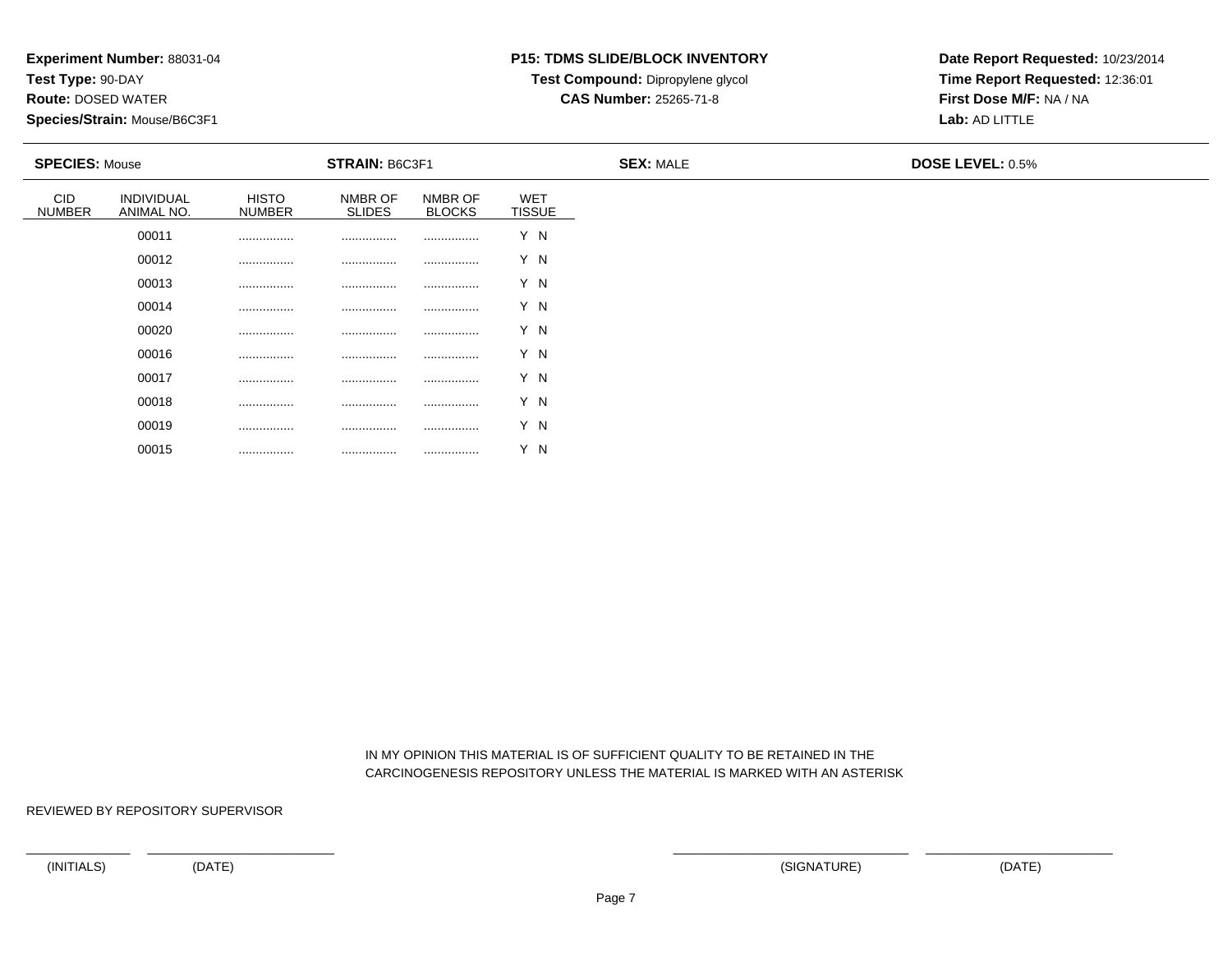**Experiment Number:** 88031-04
**Test Type:** 90-DAY
**Route:** DOSED WATER
**Species/Strain:** Mouse/B6C3F1

**P15: TDMS SLIDE/BLOCK INVENTORY**
**Test Compound:** Dipropylene glycol
**CAS Number:** 25265-71-8

**Date Report Requested:** 10/23/2014
**Time Report Requested:** 12:36:01
**First Dose M/F:** NA / NA
**Lab:** AD LITTLE

**SPECIES:** Mouse **STRAIN:** B6C3F1 **SEX:** MALE **DOSE LEVEL:** 0.5%

| CID NUMBER | INDIVIDUAL ANIMAL NO. | HISTO NUMBER | NMBR OF SLIDES | NMBR OF BLOCKS | WET TISSUE |
|---|---|---|---|---|---|
| | 00011 | ................ | ................ | ................ | Y N |
| | 00012 | ................ | ................ | ................ | Y N |
| | 00013 | ................ | ................ | ................ | Y N |
| | 00014 | ................ | ................ | ................ | Y N |
| | 00020 | ................ | ................ | ................ | Y N |
| | 00016 | ................ | ................ | ................ | Y N |
| | 00017 | ................ | ................ | ................ | Y N |
| | 00018 | ................ | ................ | ................ | Y N |
| | 00019 | ................ | ................ | ................ | Y N |
| | 00015 | ................ | ................ | ................ | Y N |

IN MY OPINION THIS MATERIAL IS OF SUFFICIENT QUALITY TO BE RETAINED IN THE CARCINOGENESIS REPOSITORY UNLESS THE MATERIAL IS MARKED WITH AN ASTERISK

REVIEWED BY REPOSITORY SUPERVISOR

(INITIALS) (DATE) (SIGNATURE) (DATE)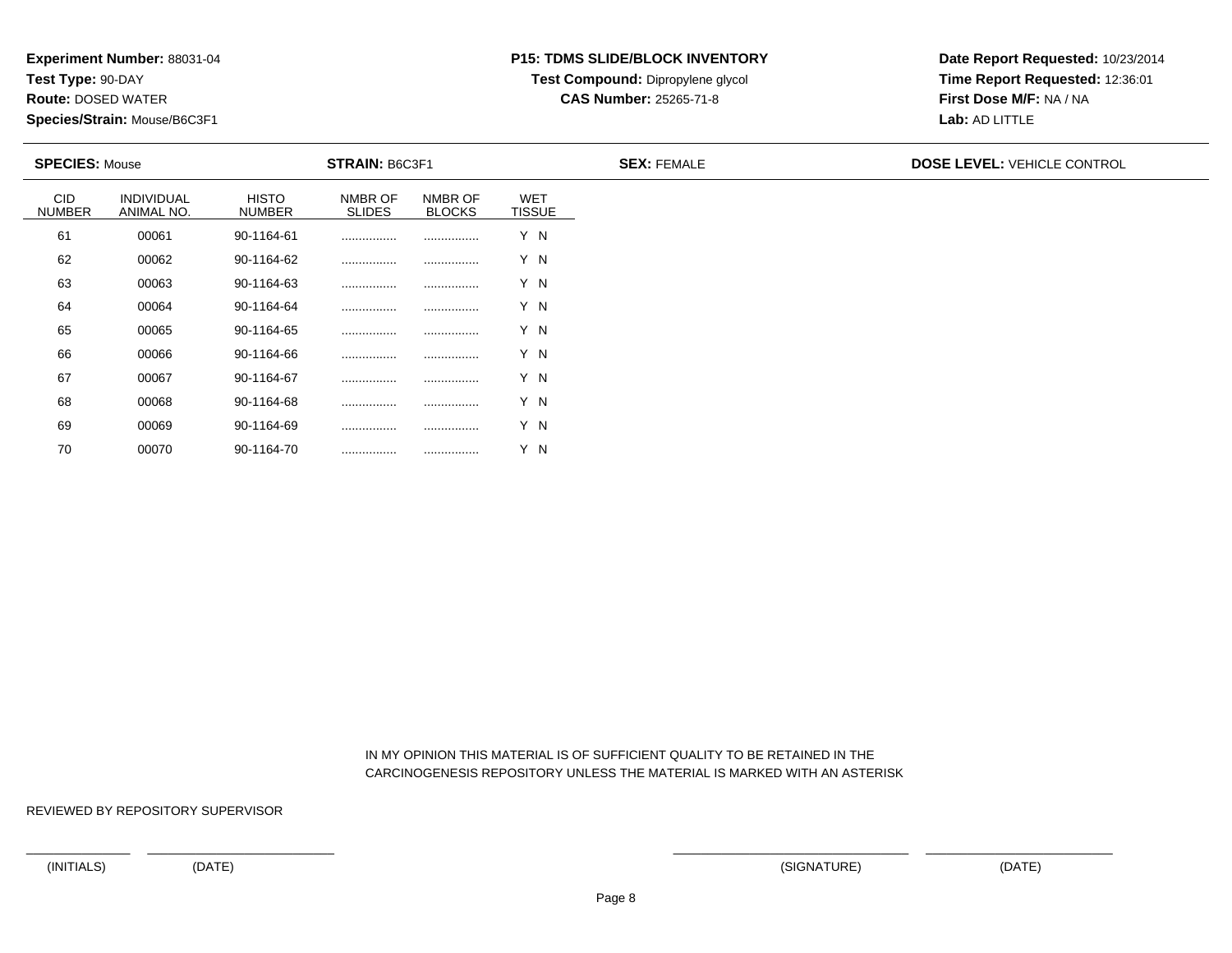**Experiment Number:** 88031-04
**Test Type:** 90-DAY
**Route:** DOSED WATER
**Species/Strain:** Mouse/B6C3F1

**P15: TDMS SLIDE/BLOCK INVENTORY**
**Test Compound:** Dipropylene glycol
**CAS Number:** 25265-71-8

**Date Report Requested:** 10/23/2014
**Time Report Requested:** 12:36:01
**First Dose M/F:** NA / NA
**Lab:** AD LITTLE

**SPECIES:** Mouse | **STRAIN:** B6C3F1 | **SEX:** FEMALE | **DOSE LEVEL:** VEHICLE CONTROL

| CID NUMBER | INDIVIDUAL ANIMAL NO. | HISTO NUMBER | NMBR OF SLIDES | NMBR OF BLOCKS | WET TISSUE |
|---|---|---|---|---|---|
| 61 | 00061 | 90-1164-61 | ................ | ................ | Y N |
| 62 | 00062 | 90-1164-62 | ................ | ................ | Y N |
| 63 | 00063 | 90-1164-63 | ................ | ................ | Y N |
| 64 | 00064 | 90-1164-64 | ................ | ................ | Y N |
| 65 | 00065 | 90-1164-65 | ................ | ................ | Y N |
| 66 | 00066 | 90-1164-66 | ................ | ................ | Y N |
| 67 | 00067 | 90-1164-67 | ................ | ................ | Y N |
| 68 | 00068 | 90-1164-68 | ................ | ................ | Y N |
| 69 | 00069 | 90-1164-69 | ................ | ................ | Y N |
| 70 | 00070 | 90-1164-70 | ................ | ................ | Y N |

IN MY OPINION THIS MATERIAL IS OF SUFFICIENT QUALITY TO BE RETAINED IN THE CARCINOGENESIS REPOSITORY UNLESS THE MATERIAL IS MARKED WITH AN ASTERISK

REVIEWED BY REPOSITORY SUPERVISOR

(INITIALS) (DATE) (SIGNATURE) (DATE)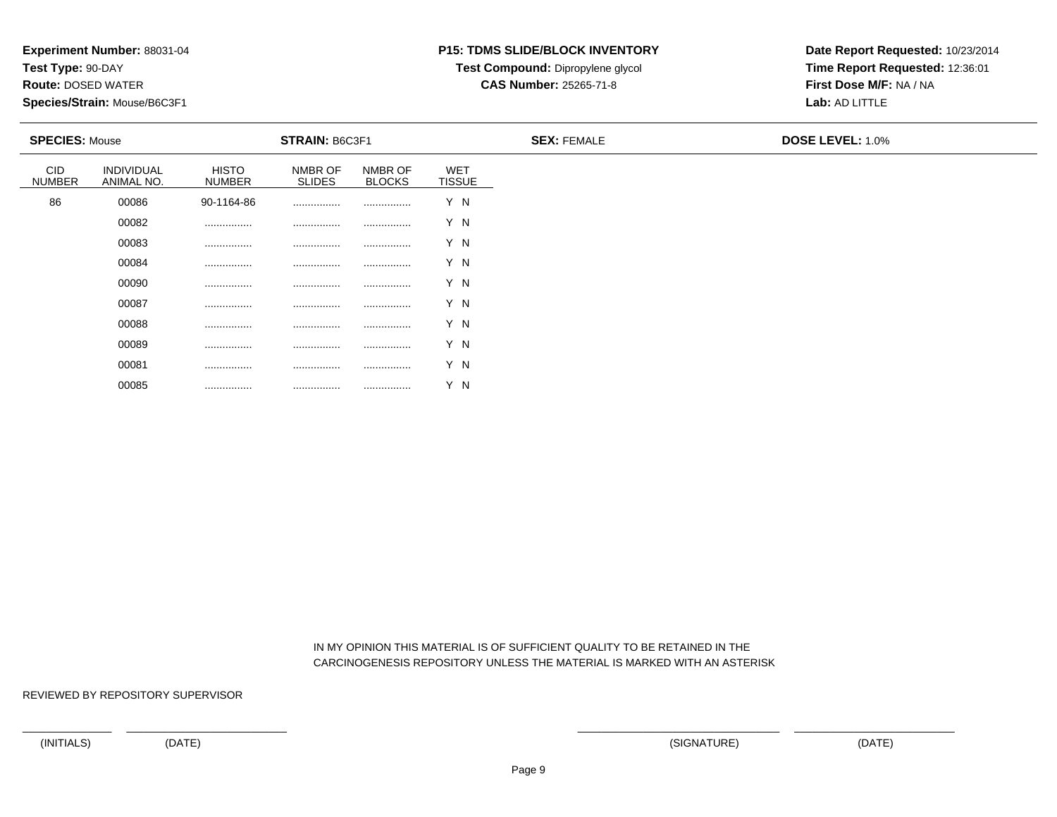**Experiment Number:** 88031-04
**Test Type:** 90-DAY
**Route:** DOSED WATER
**Species/Strain:** Mouse/B6C3F1

**P15: TDMS SLIDE/BLOCK INVENTORY**
**Test Compound:** Dipropylene glycol
**CAS Number:** 25265-71-8

**Date Report Requested:** 10/23/2014
**Time Report Requested:** 12:36:01
**First Dose M/F:** NA / NA
**Lab:** AD LITTLE

**SPECIES:** Mouse **STRAIN:** B6C3F1 **SEX:** FEMALE **DOSE LEVEL:** 1.0%

| CID NUMBER | INDIVIDUAL ANIMAL NO. | HISTO NUMBER | NMBR OF SLIDES | NMBR OF BLOCKS | WET TISSUE |
|---|---|---|---|---|---|
| 86 | 00086 | 90-1164-86 | ................ | ................ | Y N |
| | 00082 | ................ | ................ | ................ | Y N |
| | 00083 | ................ | ................ | ................ | Y N |
| | 00084 | ................ | ................ | ................ | Y N |
| | 00090 | ................ | ................ | ................ | Y N |
| | 00087 | ................ | ................ | ................ | Y N |
| | 00088 | ................ | ................ | ................ | Y N |
| | 00089 | ................ | ................ | ................ | Y N |
| | 00081 | ................ | ................ | ................ | Y N |
| | 00085 | ................ | ................ | ................ | Y N |

IN MY OPINION THIS MATERIAL IS OF SUFFICIENT QUALITY TO BE RETAINED IN THE CARCINOGENESIS REPOSITORY UNLESS THE MATERIAL IS MARKED WITH AN ASTERISK

REVIEWED BY REPOSITORY SUPERVISOR

(INITIALS) (DATE) (SIGNATURE) (DATE)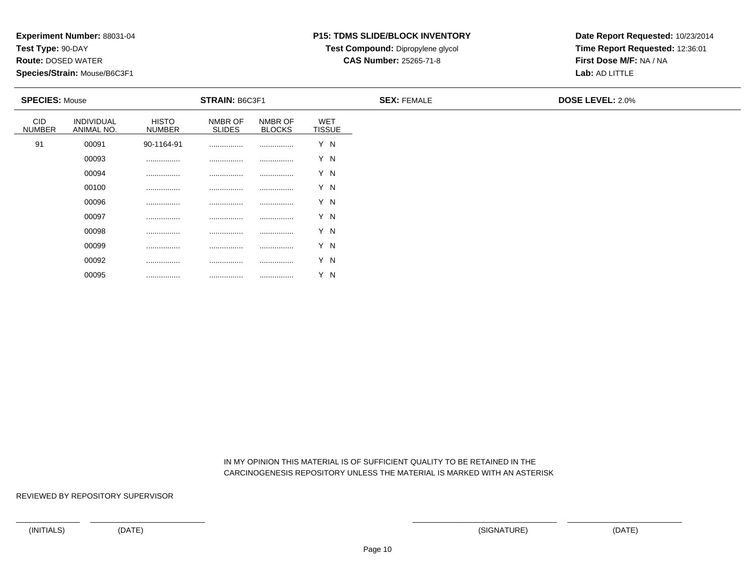**Experiment Number:** 88031-04
**Test Type:** 90-DAY
**Route:** DOSED WATER
**Species/Strain:** Mouse/B6C3F1

**P15: TDMS SLIDE/BLOCK INVENTORY**
**Test Compound:** Dipropylene glycol
**CAS Number:** 25265-71-8

**Date Report Requested:** 10/23/2014
**Time Report Requested:** 12:36:01
**First Dose M/F:** NA / NA
**Lab:** AD LITTLE

**SPECIES:** Mouse **STRAIN:** B6C3F1 **SEX:** FEMALE **DOSE LEVEL:** 2.0%

| CID NUMBER | INDIVIDUAL ANIMAL NO. | HISTO NUMBER | NMBR OF SLIDES | NMBR OF BLOCKS | WET TISSUE |
|---|---|---|---|---|---|
| 91 | 00091 | 90-1164-91 | ................ | ................ | Y N |
| | 00093 | ................ | ................ | ................ | Y N |
| | 00094 | ................ | ................ | ................ | Y N |
| | 00100 | ................ | ................ | ................ | Y N |
| | 00096 | ................ | ................ | ................ | Y N |
| | 00097 | ................ | ................ | ................ | Y N |
| | 00098 | ................ | ................ | ................ | Y N |
| | 00099 | ................ | ................ | ................ | Y N |
| | 00092 | ................ | ................ | ................ | Y N |
| | 00095 | ................ | ................ | ................ | Y N |

IN MY OPINION THIS MATERIAL IS OF SUFFICIENT QUALITY TO BE RETAINED IN THE CARCINOGENESIS REPOSITORY UNLESS THE MATERIAL IS MARKED WITH AN ASTERISK

REVIEWED BY REPOSITORY SUPERVISOR

(INITIALS) (DATE) (SIGNATURE) (DATE)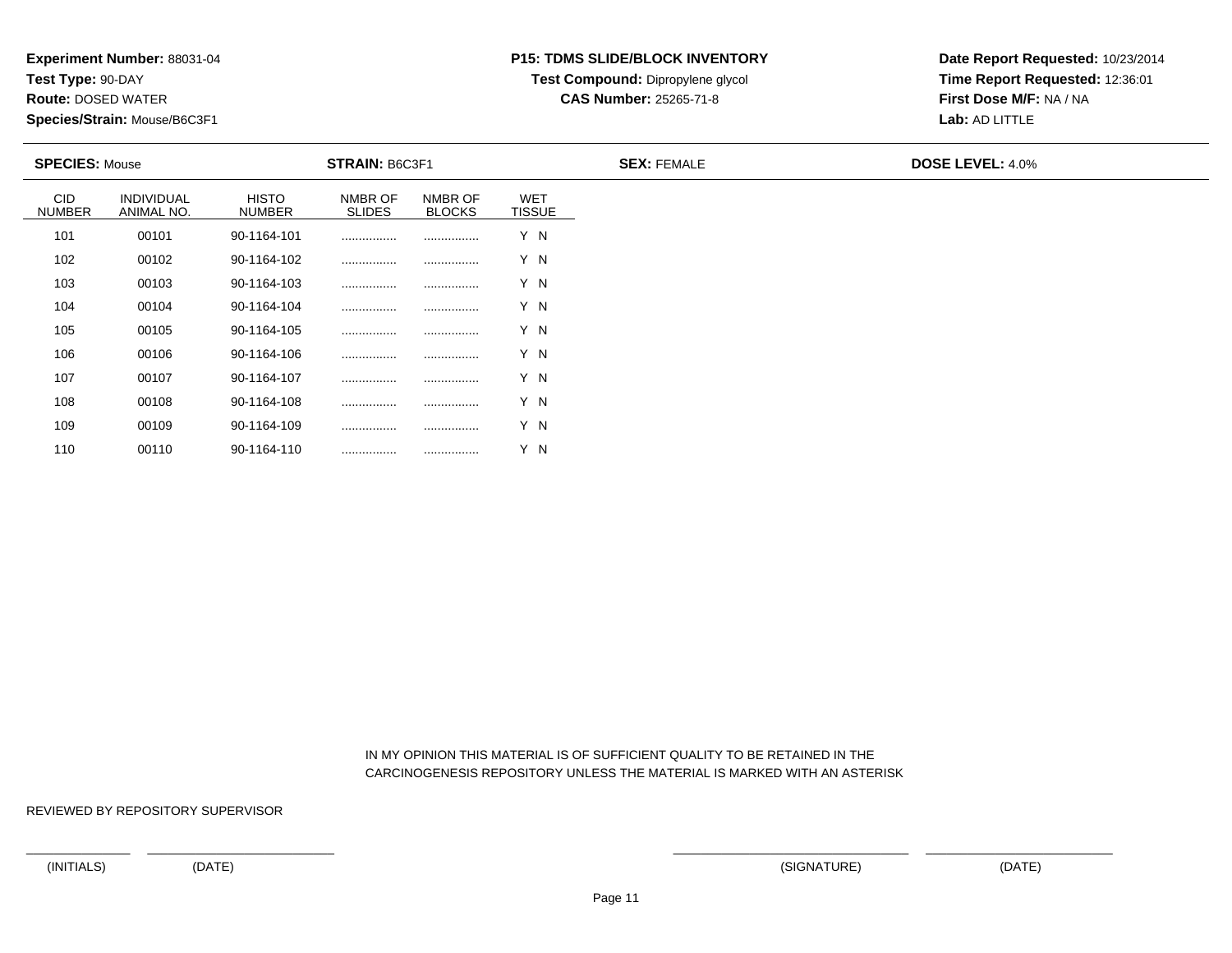**Experiment Number:** 88031-04
**Test Type:** 90-DAY
**Route:** DOSED WATER
**Species/Strain:** Mouse/B6C3F1

**P15: TDMS SLIDE/BLOCK INVENTORY**
**Test Compound:** Dipropylene glycol
**CAS Number:** 25265-71-8

**Date Report Requested:** 10/23/2014
**Time Report Requested:** 12:36:01
**First Dose M/F:** NA / NA
**Lab:** AD LITTLE

**SPECIES:** Mouse **STRAIN:** B6C3F1 **SEX:** FEMALE **DOSE LEVEL:** 4.0%

| CID NUMBER | INDIVIDUAL ANIMAL NO. | HISTO NUMBER | NMBR OF SLIDES | NMBR OF BLOCKS | WET TISSUE |
|---|---|---|---|---|---|
| 101 | 00101 | 90-1164-101 | ................ | ................ | Y N |
| 102 | 00102 | 90-1164-102 | ................ | ................ | Y N |
| 103 | 00103 | 90-1164-103 | ................ | ................ | Y N |
| 104 | 00104 | 90-1164-104 | ................ | ................ | Y N |
| 105 | 00105 | 90-1164-105 | ................ | ................ | Y N |
| 106 | 00106 | 90-1164-106 | ................ | ................ | Y N |
| 107 | 00107 | 90-1164-107 | ................ | ................ | Y N |
| 108 | 00108 | 90-1164-108 | ................ | ................ | Y N |
| 109 | 00109 | 90-1164-109 | ................ | ................ | Y N |
| 110 | 00110 | 90-1164-110 | ................ | ................ | Y N |

IN MY OPINION THIS MATERIAL IS OF SUFFICIENT QUALITY TO BE RETAINED IN THE CARCINOGENESIS REPOSITORY UNLESS THE MATERIAL IS MARKED WITH AN ASTERISK

REVIEWED BY REPOSITORY SUPERVISOR

(INITIALS) (DATE) (SIGNATURE) (DATE)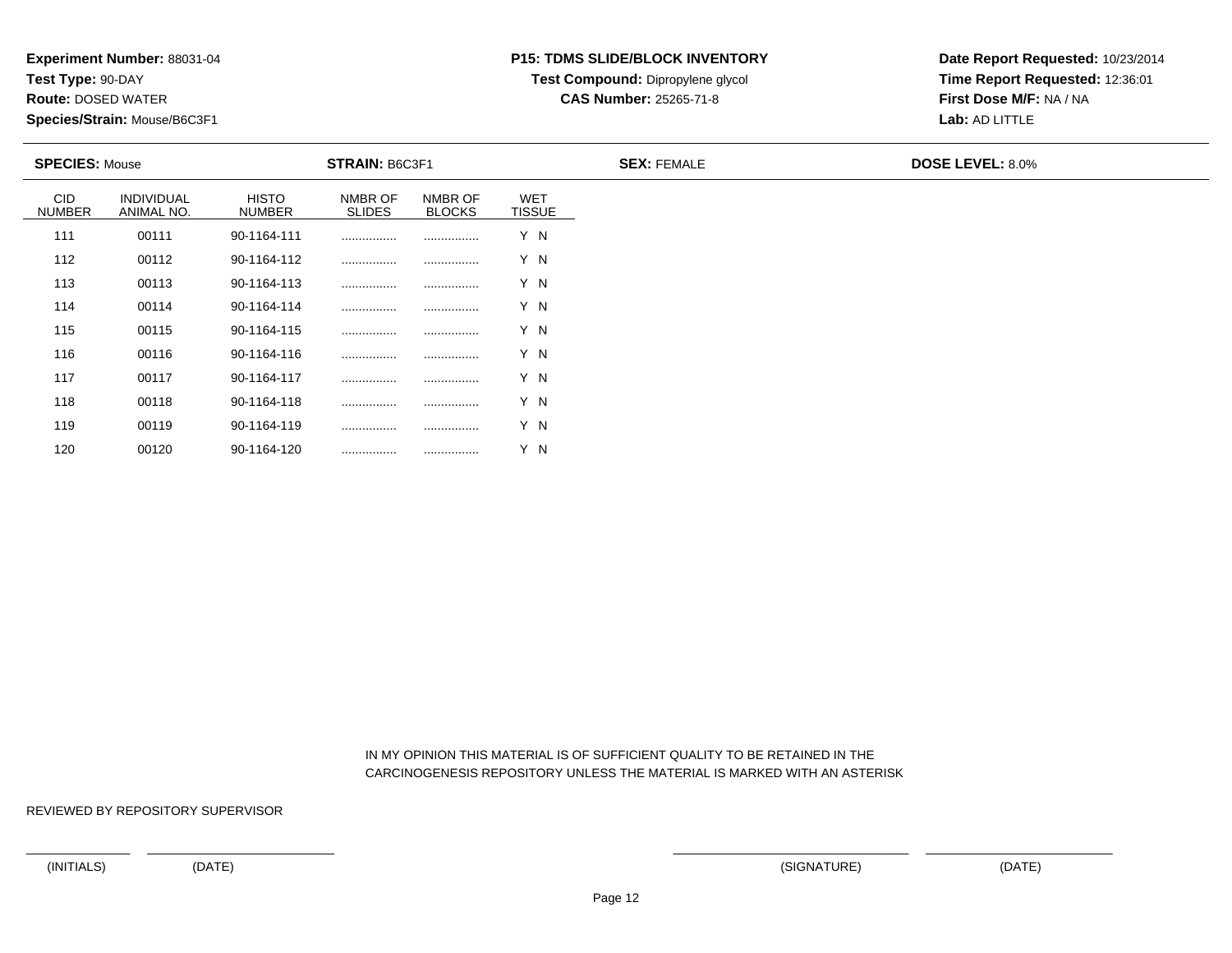**Experiment Number:** 88031-04
**Test Type:** 90-DAY
**Route:** DOSED WATER
**Species/Strain:** Mouse/B6C3F1

**P15: TDMS SLIDE/BLOCK INVENTORY**
**Test Compound:** Dipropylene glycol
**CAS Number:** 25265-71-8

**Date Report Requested:** 10/23/2014
**Time Report Requested:** 12:36:01
**First Dose M/F:** NA / NA
**Lab:** AD LITTLE

**SPECIES:** Mouse **STRAIN:** B6C3F1 **SEX:** FEMALE **DOSE LEVEL:** 8.0%

| CID NUMBER | INDIVIDUAL ANIMAL NO. | HISTO NUMBER | NMBR OF SLIDES | NMBR OF BLOCKS | WET TISSUE |
|---|---|---|---|---|---|
| 111 | 00111 | 90-1164-111 | ................ | ................ | Y N |
| 112 | 00112 | 90-1164-112 | ................ | ................ | Y N |
| 113 | 00113 | 90-1164-113 | ................ | ................ | Y N |
| 114 | 00114 | 90-1164-114 | ................ | ................ | Y N |
| 115 | 00115 | 90-1164-115 | ................ | ................ | Y N |
| 116 | 00116 | 90-1164-116 | ................ | ................ | Y N |
| 117 | 00117 | 90-1164-117 | ................ | ................ | Y N |
| 118 | 00118 | 90-1164-118 | ................ | ................ | Y N |
| 119 | 00119 | 90-1164-119 | ................ | ................ | Y N |
| 120 | 00120 | 90-1164-120 | ................ | ................ | Y N |

IN MY OPINION THIS MATERIAL IS OF SUFFICIENT QUALITY TO BE RETAINED IN THE CARCINOGENESIS REPOSITORY UNLESS THE MATERIAL IS MARKED WITH AN ASTERISK

REVIEWED BY REPOSITORY SUPERVISOR

(INITIALS) (DATE) (SIGNATURE) (DATE)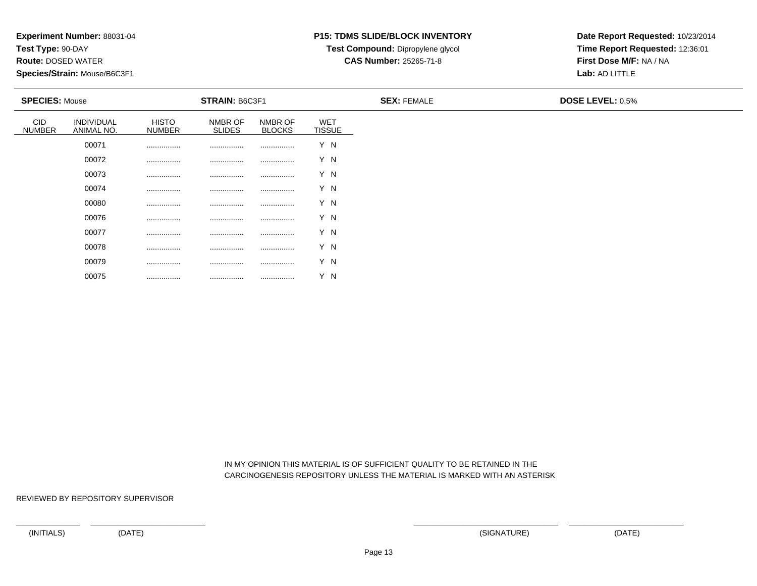**Experiment Number:** 88031-04
**Test Type:** 90-DAY
**Route:** DOSED WATER
**Species/Strain:** Mouse/B6C3F1

**P15: TDMS SLIDE/BLOCK INVENTORY**
**Test Compound:** Dipropylene glycol
**CAS Number:** 25265-71-8

**Date Report Requested:** 10/23/2014
**Time Report Requested:** 12:36:01
**First Dose M/F:** NA / NA
**Lab:** AD LITTLE

**SPECIES:** Mouse | **STRAIN:** B6C3F1 | **SEX:** FEMALE | **DOSE LEVEL:** 0.5%

| CID NUMBER | INDIVIDUAL ANIMAL NO. | HISTO NUMBER | NMBR OF SLIDES | NMBR OF BLOCKS | WET TISSUE |
|---|---|---|---|---|---|
| | 00071 | ................ | ................ | ................ | Y N |
| | 00072 | ................ | ................ | ................ | Y N |
| | 00073 | ................ | ................ | ................ | Y N |
| | 00074 | ................ | ................ | ................ | Y N |
| | 00080 | ................ | ................ | ................ | Y N |
| | 00076 | ................ | ................ | ................ | Y N |
| | 00077 | ................ | ................ | ................ | Y N |
| | 00078 | ................ | ................ | ................ | Y N |
| | 00079 | ................ | ................ | ................ | Y N |
| | 00075 | ................ | ................ | ................ | Y N |

IN MY OPINION THIS MATERIAL IS OF SUFFICIENT QUALITY TO BE RETAINED IN THE CARCINOGENESIS REPOSITORY UNLESS THE MATERIAL IS MARKED WITH AN ASTERISK

REVIEWED BY REPOSITORY SUPERVISOR

(INITIALS) (DATE) (SIGNATURE) (DATE)